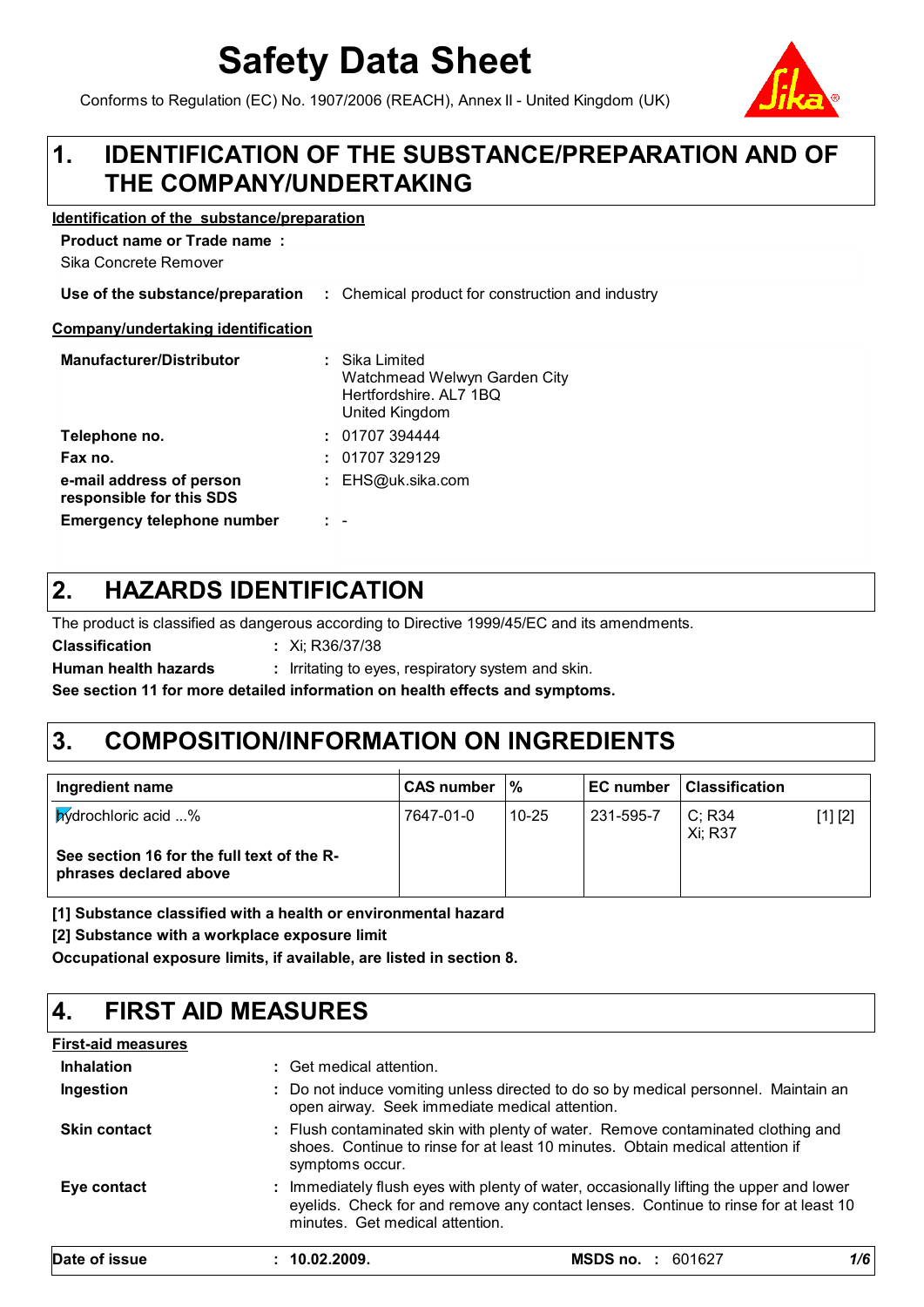# Safety Data Sheet

Conforms to Regulation (EC) No. 1907/2006 (REACH), Annex II - United Kingdom (UK)

## 1. IDENTIFICATION OF THE SUBSTANCE/PREPARATION AND OF THE COMPANY/UNDERTAKING

**Identification of the substance/preparation**

**Product name or Trade name :**
Sika Concrete Remover

**Use of the substance/preparation** : Chemical product for construction and industry

**Company/undertaking identification**

| | |
|---|---|
| **Manufacturer/Distributor** | : Sika Limited<br>Watchmead Welwyn Garden City<br>Hertfordshire. AL7 1BQ<br>United Kingdom |
| **Telephone no.** | : 01707 394444 |
| **Fax no.** | : 01707 329129 |
| **e-mail address of person responsible for this SDS** | : EHS@uk.sika.com |
| **Emergency telephone number** | : - |

## 2. HAZARDS IDENTIFICATION

The product is classified as dangerous according to Directive 1999/45/EC and its amendments.

**Classification** : Xi; R36/37/38

**Human health hazards** : Irritating to eyes, respiratory system and skin.

**See section 11 for more detailed information on health effects and symptoms.**

## 3. COMPOSITION/INFORMATION ON INGREDIENTS

| Ingredient name | CAS number | % | EC number | Classification | |
|---|---|---|---|---|---|
| hydrochloric acid ...% | 7647-01-0 | 10-25 | 231-595-7 | C; R34<br>Xi; R37 | [1] [2] |
| **See section 16 for the full text of the R-phrases declared above** | | | | | |

**[1] Substance classified with a health or environmental hazard**

**[2] Substance with a workplace exposure limit**

**Occupational exposure limits, if available, are listed in section 8.**

## 4. FIRST AID MEASURES

**First-aid measures**

| | |
|---|---|
| **Inhalation** | : Get medical attention. |
| **Ingestion** | : Do not induce vomiting unless directed to do so by medical personnel. Maintain an open airway. Seek immediate medical attention. |
| **Skin contact** | : Flush contaminated skin with plenty of water. Remove contaminated clothing and shoes. Continue to rinse for at least 10 minutes. Obtain medical attention if symptoms occur. |
| **Eye contact** | : Immediately flush eyes with plenty of water, occasionally lifting the upper and lower eyelids. Check for and remove any contact lenses. Continue to rinse for at least 10 minutes. Get medical attention. |

**Date of issue** : **10.02.2009.** **MSDS no.** : 601627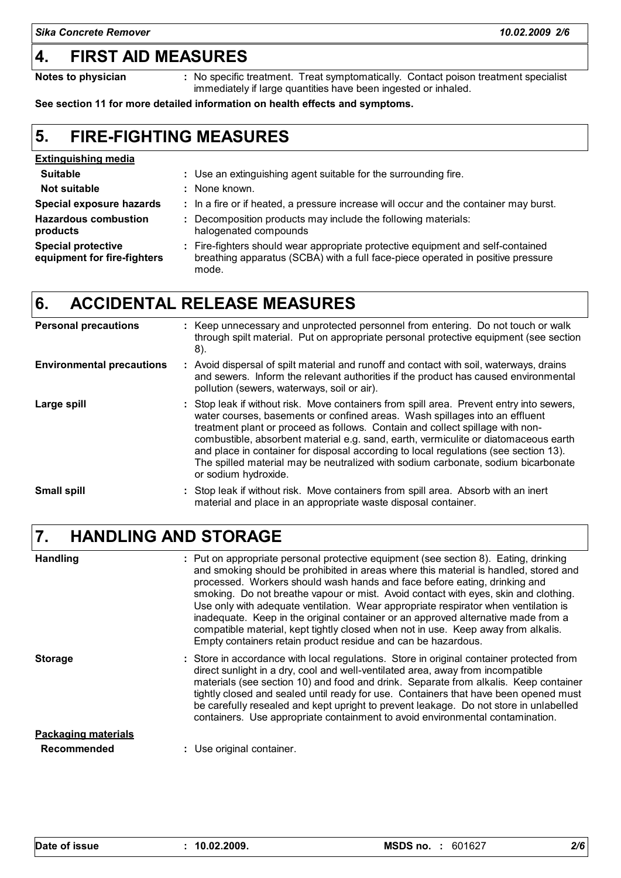## 4. FIRST AID MEASURES

| | |
|---|---|
| **Notes to physician** | : No specific treatment. Treat symptomatically. Contact poison treatment specialist immediately if large quantities have been ingested or inhaled. |

**See section 11 for more detailed information on health effects and symptoms.**

## 5. FIRE-FIGHTING MEASURES

**Extinguishing media**

| | |
|---|---|
| **Suitable** | : Use an extinguishing agent suitable for the surrounding fire. |
| **Not suitable** | : None known. |
| **Special exposure hazards** | : In a fire or if heated, a pressure increase will occur and the container may burst. |
| **Hazardous combustion products** | : Decomposition products may include the following materials: halogenated compounds |
| **Special protective equipment for fire-fighters** | : Fire-fighters should wear appropriate protective equipment and self-contained breathing apparatus (SCBA) with a full face-piece operated in positive pressure mode. |

## 6. ACCIDENTAL RELEASE MEASURES

| | |
|---|---|
| **Personal precautions** | : Keep unnecessary and unprotected personnel from entering. Do not touch or walk through spilt material. Put on appropriate personal protective equipment (see section 8). |
| **Environmental precautions** | : Avoid dispersal of spilt material and runoff and contact with soil, waterways, drains and sewers. Inform the relevant authorities if the product has caused environmental pollution (sewers, waterways, soil or air). |
| **Large spill** | : Stop leak if without risk. Move containers from spill area. Prevent entry into sewers, water courses, basements or confined areas. Wash spillages into an effluent treatment plant or proceed as follows. Contain and collect spillage with non-combustible, absorbent material e.g. sand, earth, vermiculite or diatomaceous earth and place in container for disposal according to local regulations (see section 13). The spilled material may be neutralized with sodium carbonate, sodium bicarbonate or sodium hydroxide. |
| **Small spill** | : Stop leak if without risk. Move containers from spill area. Absorb with an inert material and place in an appropriate waste disposal container. |

## 7. HANDLING AND STORAGE

| | |
|---|---|
| **Handling** | : Put on appropriate personal protective equipment (see section 8). Eating, drinking and smoking should be prohibited in areas where this material is handled, stored and processed. Workers should wash hands and face before eating, drinking and smoking. Do not breathe vapour or mist. Avoid contact with eyes, skin and clothing. Use only with adequate ventilation. Wear appropriate respirator when ventilation is inadequate. Keep in the original container or an approved alternative made from a compatible material, kept tightly closed when not in use. Keep away from alkalis. Empty containers retain product residue and can be hazardous. |
| **Storage** | : Store in accordance with local regulations. Store in original container protected from direct sunlight in a dry, cool and well-ventilated area, away from incompatible materials (see section 10) and food and drink. Separate from alkalis. Keep container tightly closed and sealed until ready for use. Containers that have been opened must be carefully resealed and kept upright to prevent leakage. Do not store in unlabelled containers. Use appropriate containment to avoid environmental contamination. |

**Packaging materials**

| | |
|---|---|
| **Recommended** | : Use original container. |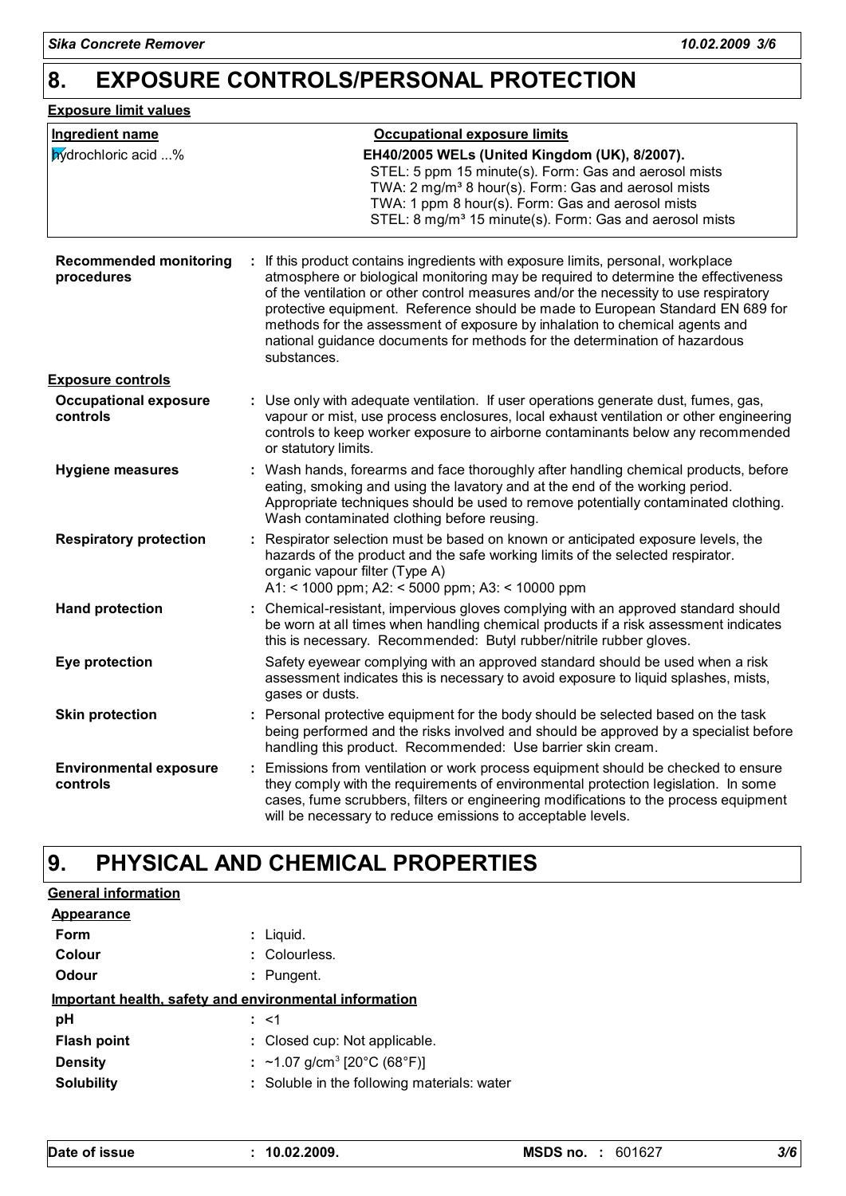# 8. EXPOSURE CONTROLS/PERSONAL PROTECTION

**Exposure limit values**

| Ingredient name | Occupational exposure limits |
| --- | --- |
| hydrochloric acid ...% | **EH40/2005 WELs (United Kingdom (UK), 8/2007).**<br>STEL: 5 ppm 15 minute(s). Form: Gas and aerosol mists<br>TWA: 2 mg/m³ 8 hour(s). Form: Gas and aerosol mists<br>TWA: 1 ppm 8 hour(s). Form: Gas and aerosol mists<br>STEL: 8 mg/m³ 15 minute(s). Form: Gas and aerosol mists |

**Recommended monitoring procedures** : If this product contains ingredients with exposure limits, personal, workplace atmosphere or biological monitoring may be required to determine the effectiveness of the ventilation or other control measures and/or the necessity to use respiratory protective equipment. Reference should be made to European Standard EN 689 for methods for the assessment of exposure by inhalation to chemical agents and national guidance documents for methods for the determination of hazardous substances.

**Exposure controls**

**Occupational exposure controls** : Use only with adequate ventilation. If user operations generate dust, fumes, gas, vapour or mist, use process enclosures, local exhaust ventilation or other engineering controls to keep worker exposure to airborne contaminants below any recommended or statutory limits.

**Hygiene measures** : Wash hands, forearms and face thoroughly after handling chemical products, before eating, smoking and using the lavatory and at the end of the working period. Appropriate techniques should be used to remove potentially contaminated clothing. Wash contaminated clothing before reusing.

**Respiratory protection** : Respirator selection must be based on known or anticipated exposure levels, the hazards of the product and the safe working limits of the selected respirator.
organic vapour filter (Type A)
A1: < 1000 ppm; A2: < 5000 ppm; A3: < 10000 ppm

**Hand protection** : Chemical-resistant, impervious gloves complying with an approved standard should be worn at all times when handling chemical products if a risk assessment indicates this is necessary. Recommended: Butyl rubber/nitrile rubber gloves.

**Eye protection** Safety eyewear complying with an approved standard should be used when a risk assessment indicates this is necessary to avoid exposure to liquid splashes, mists, gases or dusts.

**Skin protection** : Personal protective equipment for the body should be selected based on the task being performed and the risks involved and should be approved by a specialist before handling this product. Recommended: Use barrier skin cream.

**Environmental exposure controls** : Emissions from ventilation or work process equipment should be checked to ensure they comply with the requirements of environmental protection legislation. In some cases, fume scrubbers, filters or engineering modifications to the process equipment will be necessary to reduce emissions to acceptable levels.

# 9. PHYSICAL AND CHEMICAL PROPERTIES

**General information**

**Appearance**

**Form** : Liquid.
**Colour** : Colourless.
**Odour** : Pungent.

**Important health, safety and environmental information**

**pH** : <1
**Flash point** : Closed cup: Not applicable.
**Density** : ~1.07 g/cm³ [20°C (68°F)]
**Solubility** : Soluble in the following materials: water

**Date of issue** : **10.02.2009.** **MSDS no.** : 601627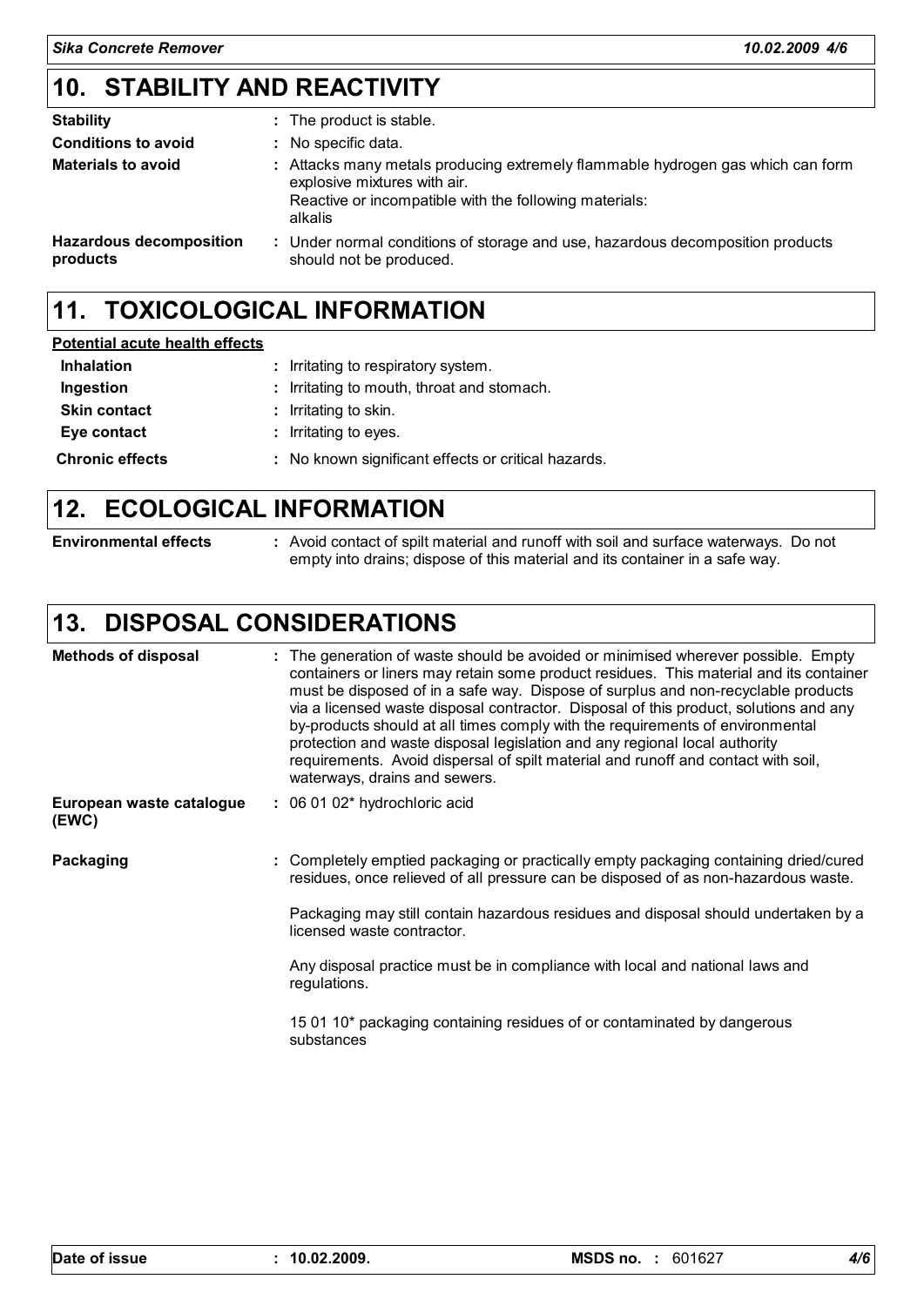## 10. STABILITY AND REACTIVITY

| | |
|---|---|
| **Stability** | The product is stable. |
| **Conditions to avoid** | No specific data. |
| **Materials to avoid** | Attacks many metals producing extremely flammable hydrogen gas which can form explosive mixtures with air.<br>Reactive or incompatible with the following materials:<br>alkalis |
| **Hazardous decomposition products** | Under normal conditions of storage and use, hazardous decomposition products should not be produced. |

## 11. TOXICOLOGICAL INFORMATION

**Potential acute health effects**

| | |
|---|---|
| **Inhalation** | Irritating to respiratory system. |
| **Ingestion** | Irritating to mouth, throat and stomach. |
| **Skin contact** | Irritating to skin. |
| **Eye contact** | Irritating to eyes. |
| **Chronic effects** | No known significant effects or critical hazards. |

## 12. ECOLOGICAL INFORMATION

| | |
|---|---|
| **Environmental effects** | Avoid contact of spilt material and runoff with soil and surface waterways. Do not empty into drains; dispose of this material and its container in a safe way. |

## 13. DISPOSAL CONSIDERATIONS

| | |
|---|---|
| **Methods of disposal** | The generation of waste should be avoided or minimised wherever possible. Empty containers or liners may retain some product residues. This material and its container must be disposed of in a safe way. Dispose of surplus and non-recyclable products via a licensed waste disposal contractor. Disposal of this product, solutions and any by-products should at all times comply with the requirements of environmental protection and waste disposal legislation and any regional local authority requirements. Avoid dispersal of spilt material and runoff and contact with soil, waterways, drains and sewers. |
| **European waste catalogue (EWC)** | 06 01 02* hydrochloric acid |
| **Packaging** | Completely emptied packaging or practically empty packaging containing dried/cured residues, once relieved of all pressure can be disposed of as non-hazardous waste.<br><br>Packaging may still contain hazardous residues and disposal should undertaken by a licensed waste contractor.<br><br>Any disposal practice must be in compliance with local and national laws and regulations.<br><br>15 01 10* packaging containing residues of or contaminated by dangerous substances |

**Date of issue** : **10.02.2009.** **MSDS no.** : 601627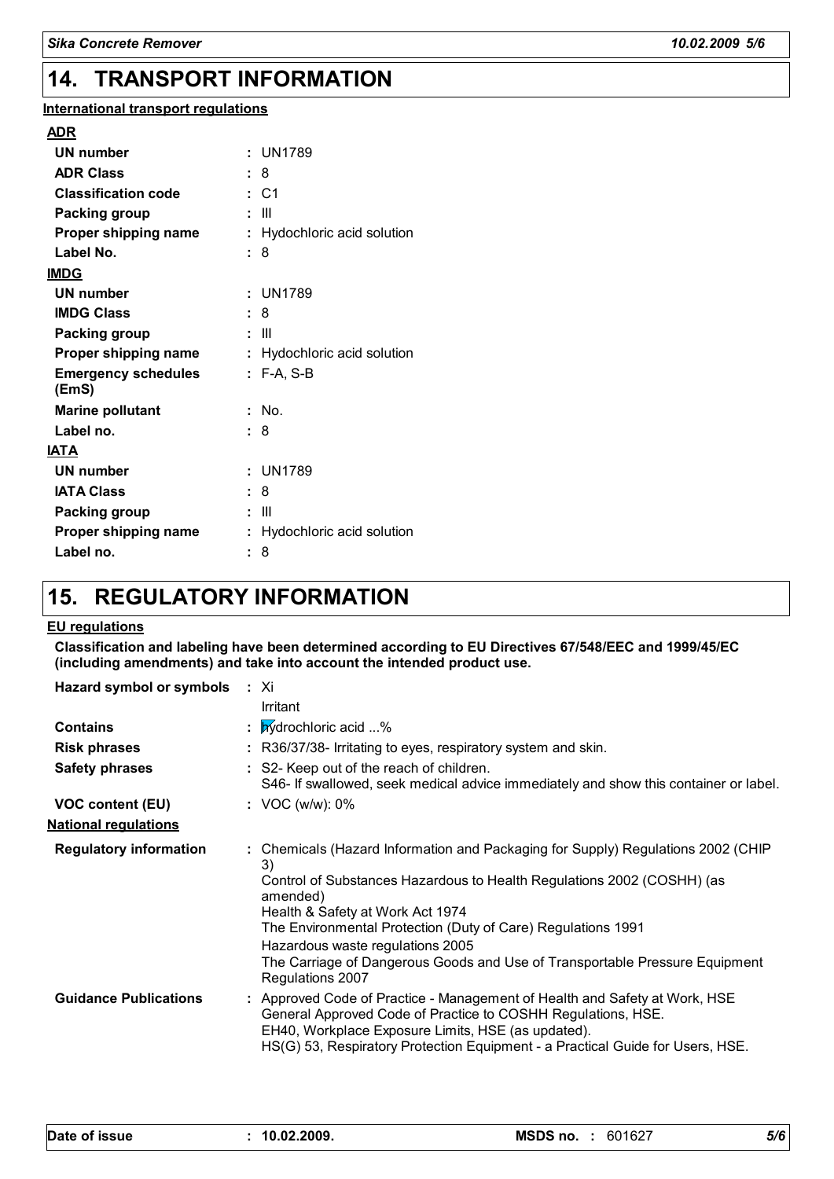## 14. TRANSPORT INFORMATION

**International transport regulations**

**ADR**

| | |
|---|---|
| **UN number** | : UN1789 |
| **ADR Class** | : 8 |
| **Classification code** | : C1 |
| **Packing group** | : III |
| **Proper shipping name** | : Hydochloric acid solution |
| **Label No.** | : 8 |

**IMDG**

| | |
|---|---|
| **UN number** | : UN1789 |
| **IMDG Class** | : 8 |
| **Packing group** | : III |
| **Proper shipping name** | : Hydochloric acid solution |
| **Emergency schedules (EmS)** | : F-A, S-B |
| **Marine pollutant** | : No. |
| **Label no.** | : 8 |

**IATA**

| | |
|---|---|
| **UN number** | : UN1789 |
| **IATA Class** | : 8 |
| **Packing group** | : III |
| **Proper shipping name** | : Hydochloric acid solution |
| **Label no.** | : 8 |

## 15. REGULATORY INFORMATION

**EU regulations**

**Classification and labeling have been determined according to EU Directives 67/548/EEC and 1999/45/EC (including amendments) and take into account the intended product use.**

| | |
|---|---|
| **Hazard symbol or symbols** | : Xi<br>Irritant |
| **Contains** | : hydrochloric acid ...% |
| **Risk phrases** | : R36/37/38- Irritating to eyes, respiratory system and skin. |
| **Safety phrases** | : S2- Keep out of the reach of children.<br>S46- If swallowed, seek medical advice immediately and show this container or label. |
| **VOC content (EU)** | : VOC (w/w): 0% |

**National regulations**

| | |
|---|---|
| **Regulatory information** | : Chemicals (Hazard Information and Packaging for Supply) Regulations 2002 (CHIP 3)<br>Control of Substances Hazardous to Health Regulations 2002 (COSHH) (as amended)<br>Health & Safety at Work Act 1974<br>The Environmental Protection (Duty of Care) Regulations 1991<br>Hazardous waste regulations 2005<br>The Carriage of Dangerous Goods and Use of Transportable Pressure Equipment Regulations 2007 |
| **Guidance Publications** | : Approved Code of Practice - Management of Health and Safety at Work, HSE<br>General Approved Code of Practice to COSHH Regulations, HSE.<br>EH40, Workplace Exposure Limits, HSE (as updated).<br>HS(G) 53, Respiratory Protection Equipment - a Practical Guide for Users, HSE. |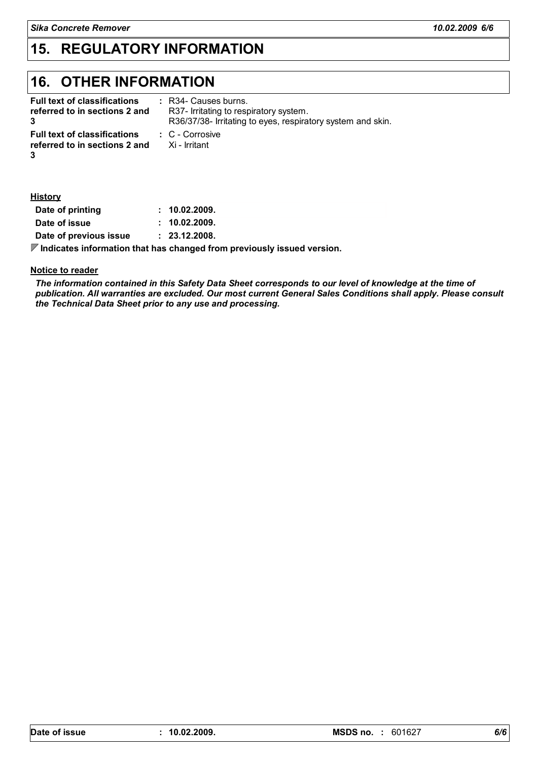## 15. REGULATORY INFORMATION

## 16. OTHER INFORMATION

| | |
|---|---|
| **Full text of classifications referred to in sections 2 and 3** | : R34- Causes burns.<br>R37- Irritating to respiratory system.<br>R36/37/38- Irritating to eyes, respiratory system and skin. |
| **Full text of classifications referred to in sections 2 and 3** | : C - Corrosive<br>Xi - Irritant |

**History**

| | |
|---|---|
| **Date of printing** | : **10.02.2009.** |
| **Date of issue** | : **10.02.2009.** |
| **Date of previous issue** | : **23.12.2008.** |

**Indicates information that has changed from previously issued version.**

**Notice to reader**

***The information contained in this Safety Data Sheet corresponds to our level of knowledge at the time of publication. All warranties are excluded. Our most current General Sales Conditions shall apply. Please consult the Technical Data Sheet prior to any use and processing.***

**Date of issue** : **10.02.2009.** **MSDS no.** : 601627